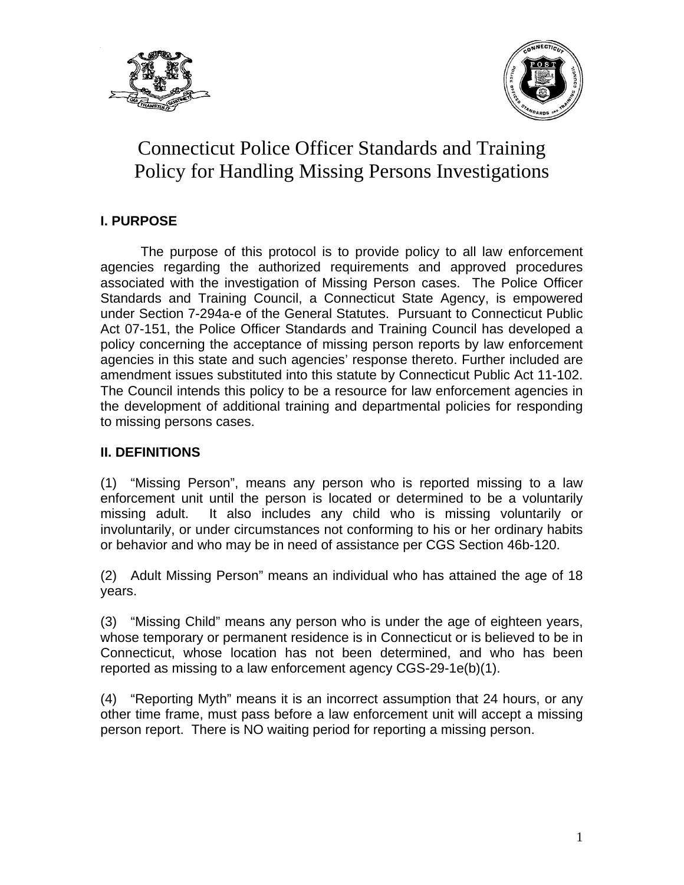# Connecticut Police Officer Standards and Training Policy for Handling Missing Persons Investigations

## I. PURPOSE

The purpose of this protocol is to provide policy to all law enforcement agencies regarding the authorized requirements and approved procedures associated with the investigation of Missing Person cases. The Police Officer Standards and Training Council, a Connecticut State Agency, is empowered under Section 7-294a-e of the General Statutes. Pursuant to Connecticut Public Act 07-151, the Police Officer Standards and Training Council has developed a policy concerning the acceptance of missing person reports by law enforcement agencies in this state and such agencies' response thereto. Further included are amendment issues substituted into this statute by Connecticut Public Act 11-102. The Council intends this policy to be a resource for law enforcement agencies in the development of additional training and departmental policies for responding to missing persons cases.

## II. DEFINITIONS

(1) "Missing Person", means any person who is reported missing to a law enforcement unit until the person is located or determined to be a voluntarily missing adult. It also includes any child who is missing voluntarily or involuntarily, or under circumstances not conforming to his or her ordinary habits or behavior and who may be in need of assistance per CGS Section 46b-120.

(2) Adult Missing Person" means an individual who has attained the age of 18 years.

(3) "Missing Child" means any person who is under the age of eighteen years, whose temporary or permanent residence is in Connecticut or is believed to be in Connecticut, whose location has not been determined, and who has been reported as missing to a law enforcement agency CGS-29-1e(b)(1).

(4) "Reporting Myth" means it is an incorrect assumption that 24 hours, or any other time frame, must pass before a law enforcement unit will accept a missing person report. There is NO waiting period for reporting a missing person.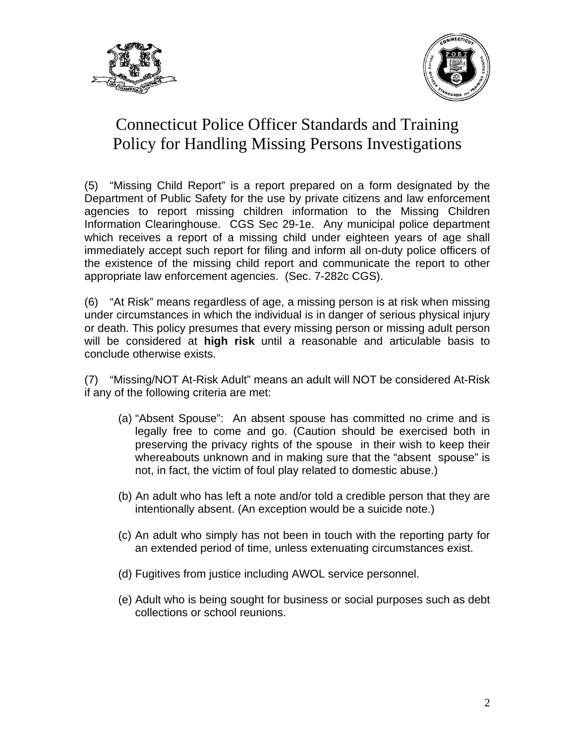# Connecticut Police Officer Standards and Training Policy for Handling Missing Persons Investigations

(5) "Missing Child Report" is a report prepared on a form designated by the Department of Public Safety for the use by private citizens and law enforcement agencies to report missing children information to the Missing Children Information Clearinghouse. CGS Sec 29-1e. Any municipal police department which receives a report of a missing child under eighteen years of age shall immediately accept such report for filing and inform all on-duty police officers of the existence of the missing child report and communicate the report to other appropriate law enforcement agencies. (Sec. 7-282c CGS).

(6) "At Risk" means regardless of age, a missing person is at risk when missing under circumstances in which the individual is in danger of serious physical injury or death. This policy presumes that every missing person or missing adult person will be considered at **high risk** until a reasonable and articulable basis to conclude otherwise exists.

(7) "Missing/NOT At-Risk Adult" means an adult will NOT be considered At-Risk if any of the following criteria are met:

(a) "Absent Spouse": An absent spouse has committed no crime and is legally free to come and go. (Caution should be exercised both in preserving the privacy rights of the spouse in their wish to keep their whereabouts unknown and in making sure that the "absent spouse" is not, in fact, the victim of foul play related to domestic abuse.)

(b) An adult who has left a note and/or told a credible person that they are intentionally absent. (An exception would be a suicide note.)

(c) An adult who simply has not been in touch with the reporting party for an extended period of time, unless extenuating circumstances exist.

(d) Fugitives from justice including AWOL service personnel.

(e) Adult who is being sought for business or social purposes such as debt collections or school reunions.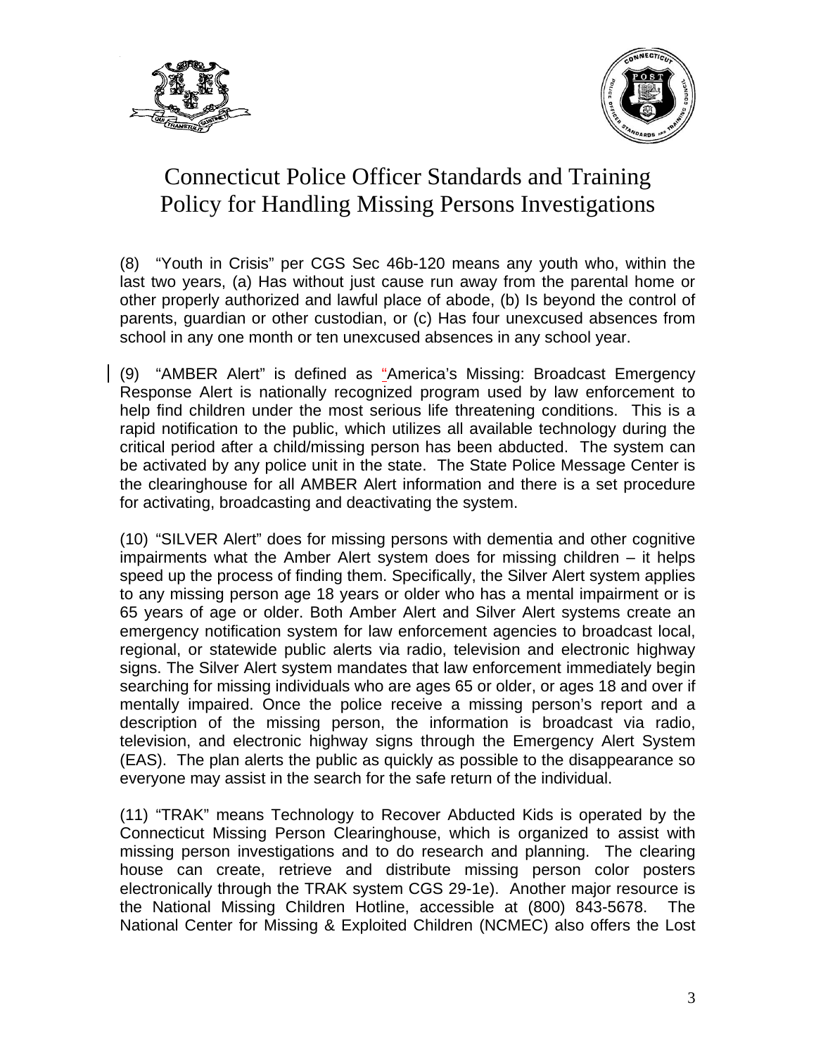(8) "Youth in Crisis" per CGS Sec 46b-120 means any youth who, within the last two years, (a) Has without just cause run away from the parental home or other properly authorized and lawful place of abode, (b) Is beyond the control of parents, guardian or other custodian, or (c) Has four unexcused absences from school in any one month or ten unexcused absences in any school year.

(9) "AMBER Alert" is defined as "America's Missing: Broadcast Emergency Response Alert is nationally recognized program used by law enforcement to help find children under the most serious life threatening conditions. This is a rapid notification to the public, which utilizes all available technology during the critical period after a child/missing person has been abducted. The system can be activated by any police unit in the state. The State Police Message Center is the clearinghouse for all AMBER Alert information and there is a set procedure for activating, broadcasting and deactivating the system.

(10) "SILVER Alert" does for missing persons with dementia and other cognitive impairments what the Amber Alert system does for missing children – it helps speed up the process of finding them. Specifically, the Silver Alert system applies to any missing person age 18 years or older who has a mental impairment or is 65 years of age or older. Both Amber Alert and Silver Alert systems create an emergency notification system for law enforcement agencies to broadcast local, regional, or statewide public alerts via radio, television and electronic highway signs. The Silver Alert system mandates that law enforcement immediately begin searching for missing individuals who are ages 65 or older, or ages 18 and over if mentally impaired. Once the police receive a missing person's report and a description of the missing person, the information is broadcast via radio, television, and electronic highway signs through the Emergency Alert System (EAS). The plan alerts the public as quickly as possible to the disappearance so everyone may assist in the search for the safe return of the individual.

(11) "TRAK" means Technology to Recover Abducted Kids is operated by the Connecticut Missing Person Clearinghouse, which is organized to assist with missing person investigations and to do research and planning. The clearing house can create, retrieve and distribute missing person color posters electronically through the TRAK system CGS 29-1e). Another major resource is the National Missing Children Hotline, accessible at (800) 843-5678. The National Center for Missing & Exploited Children (NCMEC) also offers the Lost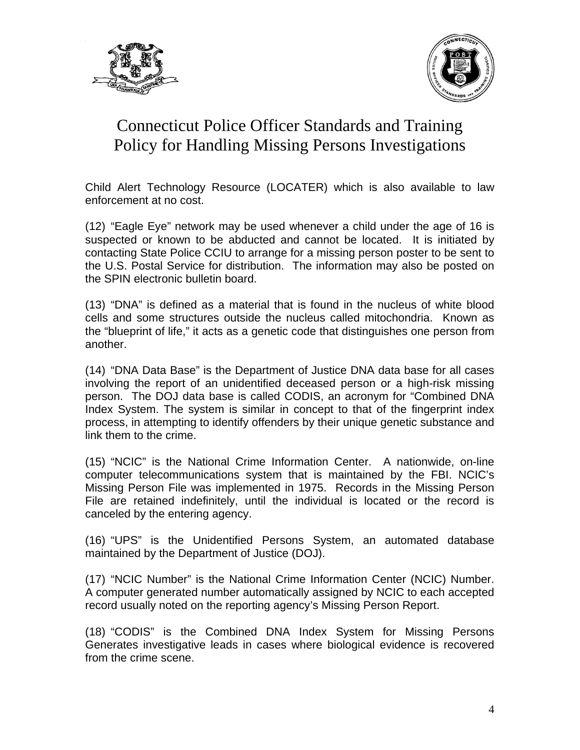Child Alert Technology Resource (LOCATER) which is also available to law enforcement at no cost.

(12) "Eagle Eye" network may be used whenever a child under the age of 16 is suspected or known to be abducted and cannot be located. It is initiated by contacting State Police CCIU to arrange for a missing person poster to be sent to the U.S. Postal Service for distribution. The information may also be posted on the SPIN electronic bulletin board.

(13) "DNA" is defined as a material that is found in the nucleus of white blood cells and some structures outside the nucleus called mitochondria. Known as the "blueprint of life," it acts as a genetic code that distinguishes one person from another.

(14) "DNA Data Base" is the Department of Justice DNA data base for all cases involving the report of an unidentified deceased person or a high-risk missing person. The DOJ data base is called CODIS, an acronym for "Combined DNA Index System. The system is similar in concept to that of the fingerprint index process, in attempting to identify offenders by their unique genetic substance and link them to the crime.

(15) "NCIC" is the National Crime Information Center. A nationwide, on-line computer telecommunications system that is maintained by the FBI. NCIC's Missing Person File was implemented in 1975. Records in the Missing Person File are retained indefinitely, until the individual is located or the record is canceled by the entering agency.

(16) "UPS" is the Unidentified Persons System, an automated database maintained by the Department of Justice (DOJ).

(17) "NCIC Number" is the National Crime Information Center (NCIC) Number. A computer generated number automatically assigned by NCIC to each accepted record usually noted on the reporting agency's Missing Person Report.

(18) "CODIS" is the Combined DNA Index System for Missing Persons Generates investigative leads in cases where biological evidence is recovered from the crime scene.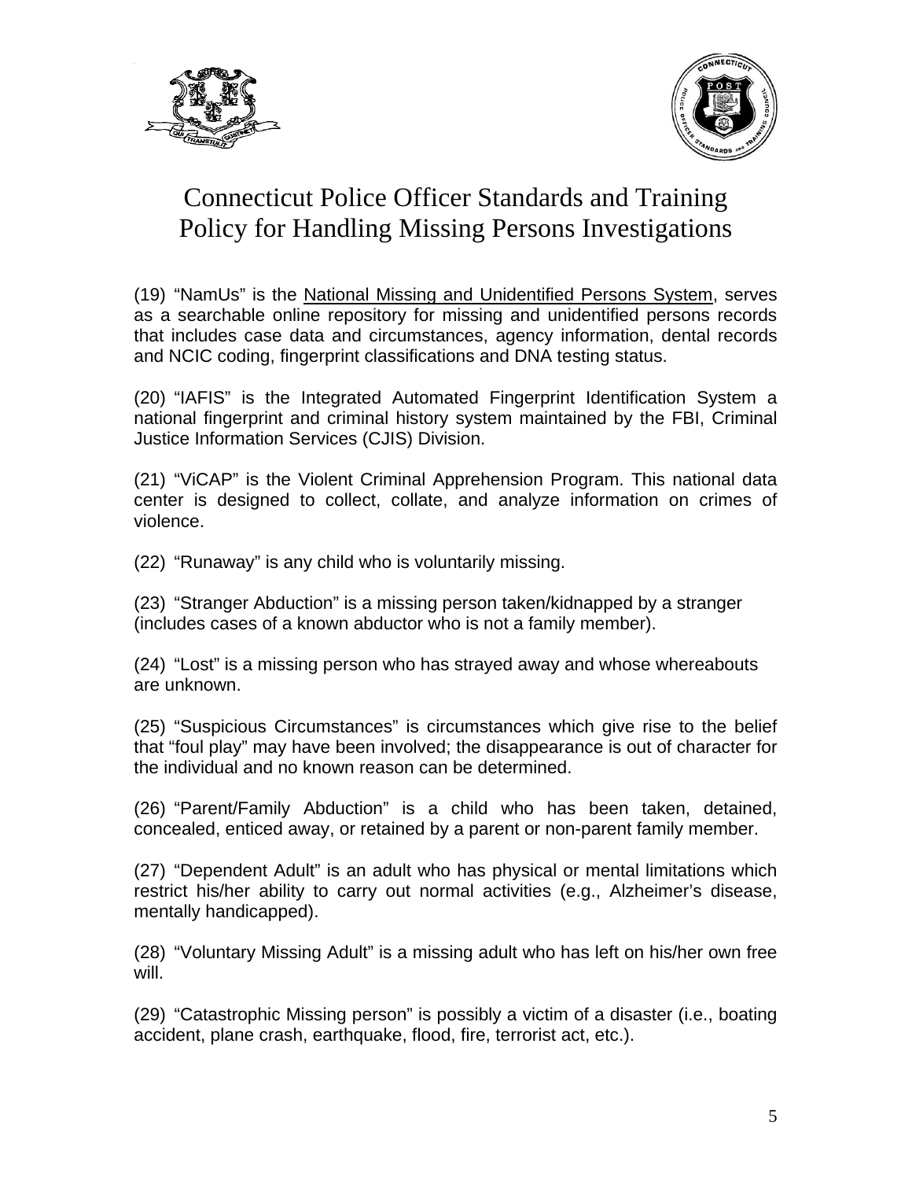(19) “NamUs” is the National Missing and Unidentified Persons System, serves as a searchable online repository for missing and unidentified persons records that includes case data and circumstances, agency information, dental records and NCIC coding, fingerprint classifications and DNA testing status.

(20) “IAFIS” is the Integrated Automated Fingerprint Identification System a national fingerprint and criminal history system maintained by the FBI, Criminal Justice Information Services (CJIS) Division.

(21) “ViCAP” is the Violent Criminal Apprehension Program. This national data center is designed to collect, collate, and analyze information on crimes of violence.

(22) “Runaway” is any child who is voluntarily missing.

(23) “Stranger Abduction” is a missing person taken/kidnapped by a stranger (includes cases of a known abductor who is not a family member).

(24) “Lost” is a missing person who has strayed away and whose whereabouts are unknown.

(25) “Suspicious Circumstances” is circumstances which give rise to the belief that “foul play” may have been involved; the disappearance is out of character for the individual and no known reason can be determined.

(26) “Parent/Family Abduction” is a child who has been taken, detained, concealed, enticed away, or retained by a parent or non-parent family member.

(27) “Dependent Adult” is an adult who has physical or mental limitations which restrict his/her ability to carry out normal activities (e.g., Alzheimer’s disease, mentally handicapped).

(28) “Voluntary Missing Adult” is a missing adult who has left on his/her own free will.

(29) “Catastrophic Missing person” is possibly a victim of a disaster (i.e., boating accident, plane crash, earthquake, flood, fire, terrorist act, etc.).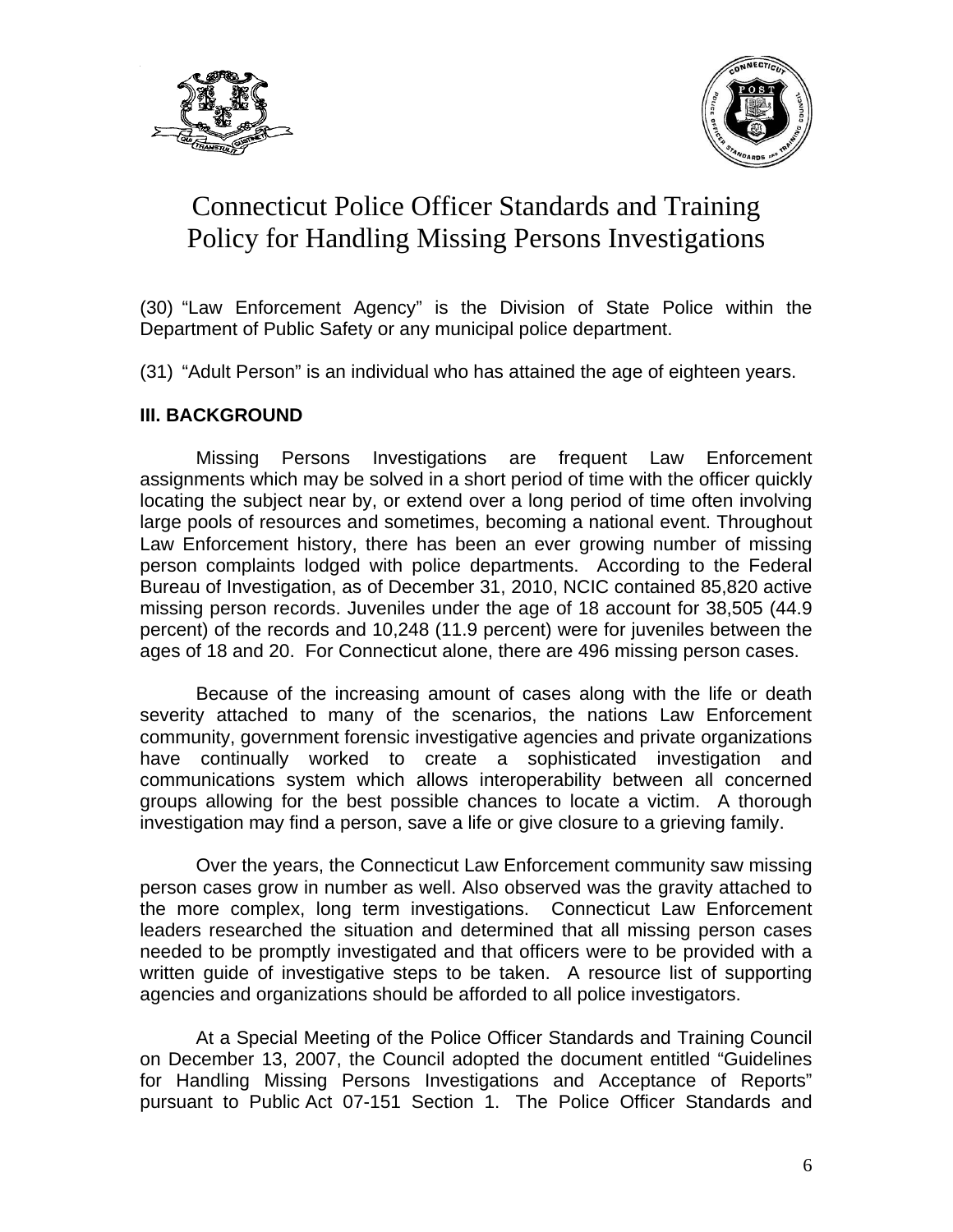(30) "Law Enforcement Agency" is the Division of State Police within the Department of Public Safety or any municipal police department.

(31) "Adult Person" is an individual who has attained the age of eighteen years.

**III. BACKGROUND**

Missing Persons Investigations are frequent Law Enforcement assignments which may be solved in a short period of time with the officer quickly locating the subject near by, or extend over a long period of time often involving large pools of resources and sometimes, becoming a national event. Throughout Law Enforcement history, there has been an ever growing number of missing person complaints lodged with police departments. According to the Federal Bureau of Investigation, as of December 31, 2010, NCIC contained 85,820 active missing person records. Juveniles under the age of 18 account for 38,505 (44.9 percent) of the records and 10,248 (11.9 percent) were for juveniles between the ages of 18 and 20. For Connecticut alone, there are 496 missing person cases.

Because of the increasing amount of cases along with the life or death severity attached to many of the scenarios, the nations Law Enforcement community, government forensic investigative agencies and private organizations have continually worked to create a sophisticated investigation and communications system which allows interoperability between all concerned groups allowing for the best possible chances to locate a victim. A thorough investigation may find a person, save a life or give closure to a grieving family.

Over the years, the Connecticut Law Enforcement community saw missing person cases grow in number as well. Also observed was the gravity attached to the more complex, long term investigations. Connecticut Law Enforcement leaders researched the situation and determined that all missing person cases needed to be promptly investigated and that officers were to be provided with a written guide of investigative steps to be taken. A resource list of supporting agencies and organizations should be afforded to all police investigators.

At a Special Meeting of the Police Officer Standards and Training Council on December 13, 2007, the Council adopted the document entitled "Guidelines for Handling Missing Persons Investigations and Acceptance of Reports" pursuant to Public Act 07-151 Section 1. The Police Officer Standards and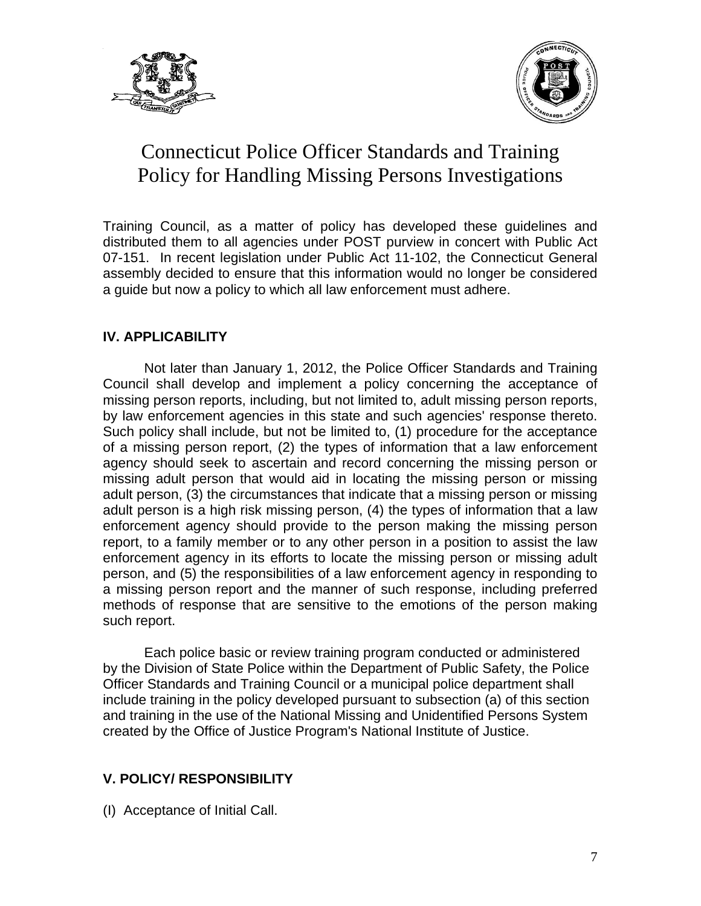# Connecticut Police Officer Standards and Training Policy for Handling Missing Persons Investigations

Training Council, as a matter of policy has developed these guidelines and distributed them to all agencies under POST purview in concert with Public Act 07-151. In recent legislation under Public Act 11-102, the Connecticut General assembly decided to ensure that this information would no longer be considered a guide but now a policy to which all law enforcement must adhere.

## IV. APPLICABILITY

Not later than January 1, 2012, the Police Officer Standards and Training Council shall develop and implement a policy concerning the acceptance of missing person reports, including, but not limited to, adult missing person reports, by law enforcement agencies in this state and such agencies' response thereto. Such policy shall include, but not be limited to, (1) procedure for the acceptance of a missing person report, (2) the types of information that a law enforcement agency should seek to ascertain and record concerning the missing person or missing adult person that would aid in locating the missing person or missing adult person, (3) the circumstances that indicate that a missing person or missing adult person is a high risk missing person, (4) the types of information that a law enforcement agency should provide to the person making the missing person report, to a family member or to any other person in a position to assist the law enforcement agency in its efforts to locate the missing person or missing adult person, and (5) the responsibilities of a law enforcement agency in responding to a missing person report and the manner of such response, including preferred methods of response that are sensitive to the emotions of the person making such report.

Each police basic or review training program conducted or administered by the Division of State Police within the Department of Public Safety, the Police Officer Standards and Training Council or a municipal police department shall include training in the policy developed pursuant to subsection (a) of this section and training in the use of the National Missing and Unidentified Persons System created by the Office of Justice Program's National Institute of Justice.

## V. POLICY/ RESPONSIBILITY

(I) Acceptance of Initial Call.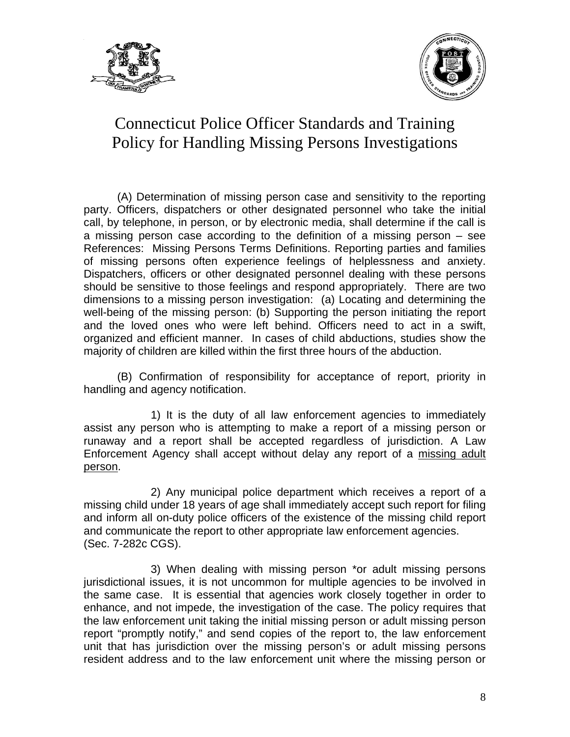# Connecticut Police Officer Standards and Training Policy for Handling Missing Persons Investigations

(A) Determination of missing person case and sensitivity to the reporting party. Officers, dispatchers or other designated personnel who take the initial call, by telephone, in person, or by electronic media, shall determine if the call is a missing person case according to the definition of a missing person – see References: Missing Persons Terms Definitions. Reporting parties and families of missing persons often experience feelings of helplessness and anxiety. Dispatchers, officers or other designated personnel dealing with these persons should be sensitive to those feelings and respond appropriately. There are two dimensions to a missing person investigation: (a) Locating and determining the well-being of the missing person: (b) Supporting the person initiating the report and the loved ones who were left behind. Officers need to act in a swift, organized and efficient manner. In cases of child abductions, studies show the majority of children are killed within the first three hours of the abduction.

(B) Confirmation of responsibility for acceptance of report, priority in handling and agency notification.

1) It is the duty of all law enforcement agencies to immediately assist any person who is attempting to make a report of a missing person or runaway and a report shall be accepted regardless of jurisdiction. A Law Enforcement Agency shall accept without delay any report of a <u>missing adult person</u>.

2) Any municipal police department which receives a report of a missing child under 18 years of age shall immediately accept such report for filing and inform all on-duty police officers of the existence of the missing child report and communicate the report to other appropriate law enforcement agencies. (Sec. 7-282c CGS).

3) When dealing with missing person *or adult missing persons jurisdictional issues, it is not uncommon for multiple agencies to be involved in the same case. It is essential that agencies work closely together in order to enhance, and not impede, the investigation of the case. The policy requires that the law enforcement unit taking the initial missing person or adult missing person report "promptly notify," and send copies of the report to, the law enforcement unit that has jurisdiction over the missing person's or adult missing persons resident address and to the law enforcement unit where the missing person or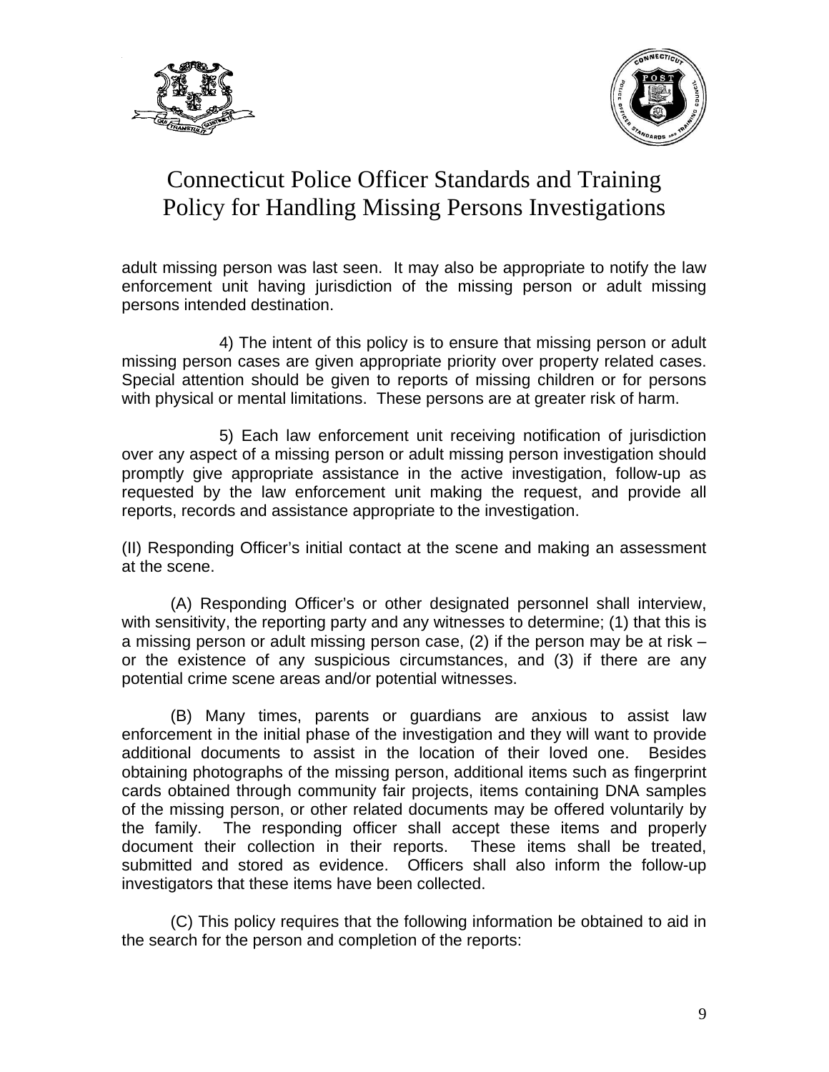adult missing person was last seen. It may also be appropriate to notify the law enforcement unit having jurisdiction of the missing person or adult missing persons intended destination.

4) The intent of this policy is to ensure that missing person or adult missing person cases are given appropriate priority over property related cases. Special attention should be given to reports of missing children or for persons with physical or mental limitations. These persons are at greater risk of harm.

5) Each law enforcement unit receiving notification of jurisdiction over any aspect of a missing person or adult missing person investigation should promptly give appropriate assistance in the active investigation, follow-up as requested by the law enforcement unit making the request, and provide all reports, records and assistance appropriate to the investigation.

(II) Responding Officer's initial contact at the scene and making an assessment at the scene.

(A) Responding Officer's or other designated personnel shall interview, with sensitivity, the reporting party and any witnesses to determine; (1) that this is a missing person or adult missing person case, (2) if the person may be at risk – or the existence of any suspicious circumstances, and (3) if there are any potential crime scene areas and/or potential witnesses.

(B) Many times, parents or guardians are anxious to assist law enforcement in the initial phase of the investigation and they will want to provide additional documents to assist in the location of their loved one. Besides obtaining photographs of the missing person, additional items such as fingerprint cards obtained through community fair projects, items containing DNA samples of the missing person, or other related documents may be offered voluntarily by the family. The responding officer shall accept these items and properly document their collection in their reports. These items shall be treated, submitted and stored as evidence. Officers shall also inform the follow-up investigators that these items have been collected.

(C) This policy requires that the following information be obtained to aid in the search for the person and completion of the reports: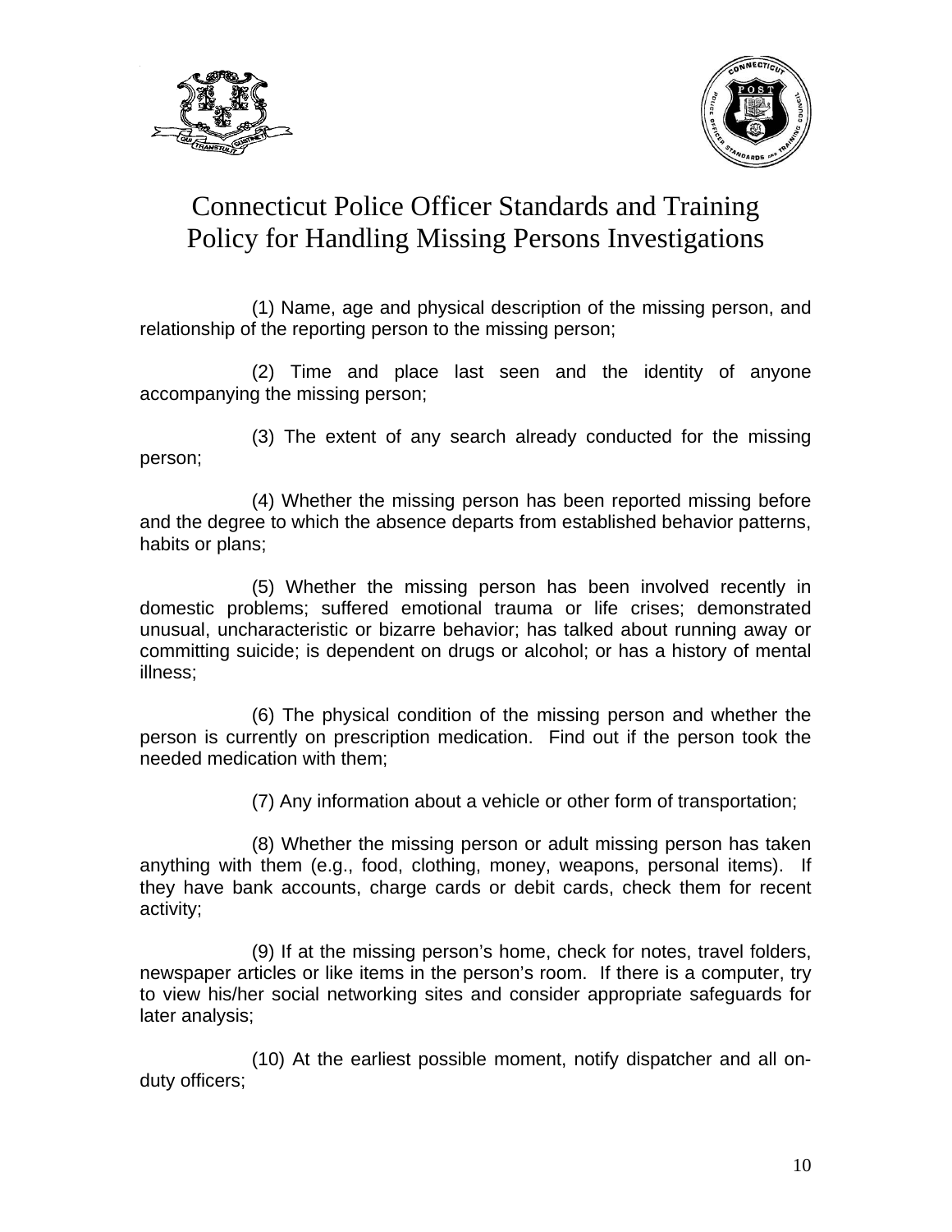(1) Name, age and physical description of the missing person, and relationship of the reporting person to the missing person;

(2) Time and place last seen and the identity of anyone accompanying the missing person;

(3) The extent of any search already conducted for the missing person;

(4) Whether the missing person has been reported missing before and the degree to which the absence departs from established behavior patterns, habits or plans;

(5) Whether the missing person has been involved recently in domestic problems; suffered emotional trauma or life crises; demonstrated unusual, uncharacteristic or bizarre behavior; has talked about running away or committing suicide; is dependent on drugs or alcohol; or has a history of mental illness;

(6) The physical condition of the missing person and whether the person is currently on prescription medication. Find out if the person took the needed medication with them;

(7) Any information about a vehicle or other form of transportation;

(8) Whether the missing person or adult missing person has taken anything with them (e.g., food, clothing, money, weapons, personal items). If they have bank accounts, charge cards or debit cards, check them for recent activity;

(9) If at the missing person's home, check for notes, travel folders, newspaper articles or like items in the person's room. If there is a computer, try to view his/her social networking sites and consider appropriate safeguards for later analysis;

(10) At the earliest possible moment, notify dispatcher and all on-duty officers;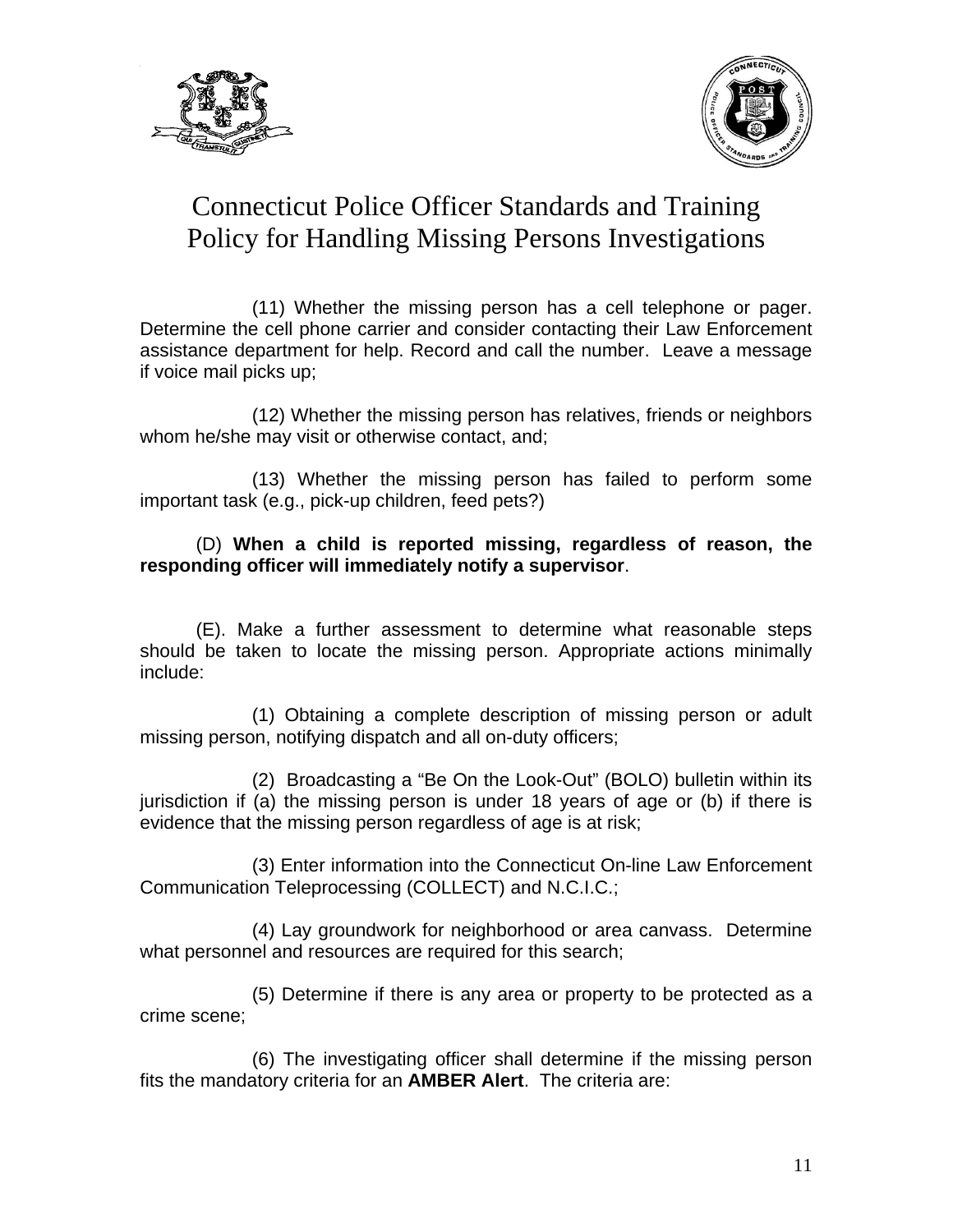(11) Whether the missing person has a cell telephone or pager. Determine the cell phone carrier and consider contacting their Law Enforcement assistance department for help. Record and call the number. Leave a message if voice mail picks up;

(12) Whether the missing person has relatives, friends or neighbors whom he/she may visit or otherwise contact, and;

(13) Whether the missing person has failed to perform some important task (e.g., pick-up children, feed pets?)

(D) **When a child is reported missing, regardless of reason, the responding officer will immediately notify a supervisor**.

(E). Make a further assessment to determine what reasonable steps should be taken to locate the missing person. Appropriate actions minimally include:

(1) Obtaining a complete description of missing person or adult missing person, notifying dispatch and all on-duty officers;

(2) Broadcasting a "Be On the Look-Out" (BOLO) bulletin within its jurisdiction if (a) the missing person is under 18 years of age or (b) if there is evidence that the missing person regardless of age is at risk;

(3) Enter information into the Connecticut On-line Law Enforcement Communication Teleprocessing (COLLECT) and N.C.I.C.;

(4) Lay groundwork for neighborhood or area canvass. Determine what personnel and resources are required for this search;

(5) Determine if there is any area or property to be protected as a crime scene;

(6) The investigating officer shall determine if the missing person fits the mandatory criteria for an **AMBER Alert**. The criteria are: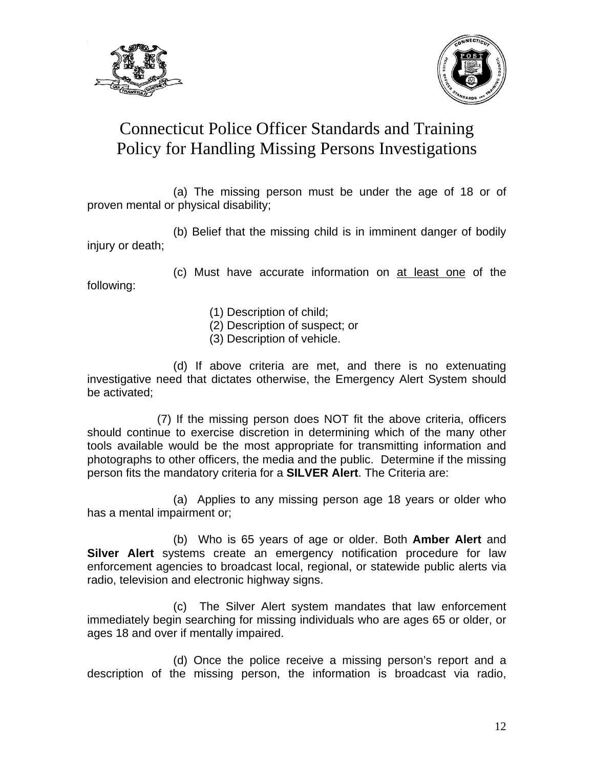(a) The missing person must be under the age of 18 or of proven mental or physical disability;

(b) Belief that the missing child is in imminent danger of bodily injury or death;

(c) Must have accurate information on <u>at least one</u> of the following:

(1) Description of child;
(2) Description of suspect; or
(3) Description of vehicle.

(d) If above criteria are met, and there is no extenuating investigative need that dictates otherwise, the Emergency Alert System should be activated;

(7) If the missing person does NOT fit the above criteria, officers should continue to exercise discretion in determining which of the many other tools available would be the most appropriate for transmitting information and photographs to other officers, the media and the public. Determine if the missing person fits the mandatory criteria for a **SILVER Alert**. The Criteria are:

(a) Applies to any missing person age 18 years or older who has a mental impairment or;

(b) Who is 65 years of age or older. Both **Amber Alert** and **Silver Alert** systems create an emergency notification procedure for law enforcement agencies to broadcast local, regional, or statewide public alerts via radio, television and electronic highway signs.

(c) The Silver Alert system mandates that law enforcement immediately begin searching for missing individuals who are ages 65 or older, or ages 18 and over if mentally impaired.

(d) Once the police receive a missing person's report and a description of the missing person, the information is broadcast via radio,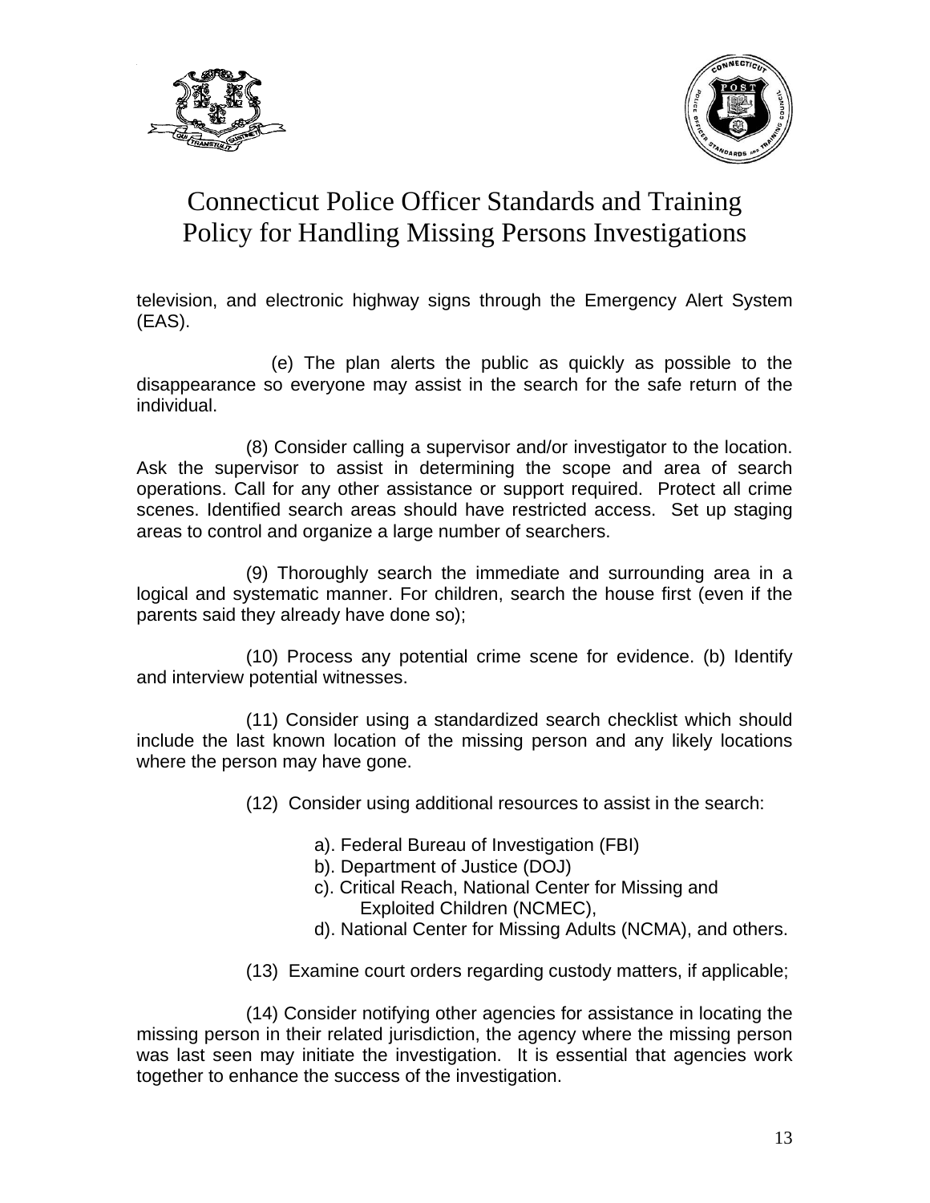television, and electronic highway signs through the Emergency Alert System (EAS).

(e) The plan alerts the public as quickly as possible to the disappearance so everyone may assist in the search for the safe return of the individual.

(8) Consider calling a supervisor and/or investigator to the location. Ask the supervisor to assist in determining the scope and area of search operations. Call for any other assistance or support required. Protect all crime scenes. Identified search areas should have restricted access. Set up staging areas to control and organize a large number of searchers.

(9) Thoroughly search the immediate and surrounding area in a logical and systematic manner. For children, search the house first (even if the parents said they already have done so);

(10) Process any potential crime scene for evidence. (b) Identify and interview potential witnesses.

(11) Consider using a standardized search checklist which should include the last known location of the missing person and any likely locations where the person may have gone.

(12) Consider using additional resources to assist in the search:

a). Federal Bureau of Investigation (FBI)
b). Department of Justice (DOJ)
c). Critical Reach, National Center for Missing and Exploited Children (NCMEC),
d). National Center for Missing Adults (NCMA), and others.

(13) Examine court orders regarding custody matters, if applicable;

(14) Consider notifying other agencies for assistance in locating the missing person in their related jurisdiction, the agency where the missing person was last seen may initiate the investigation. It is essential that agencies work together to enhance the success of the investigation.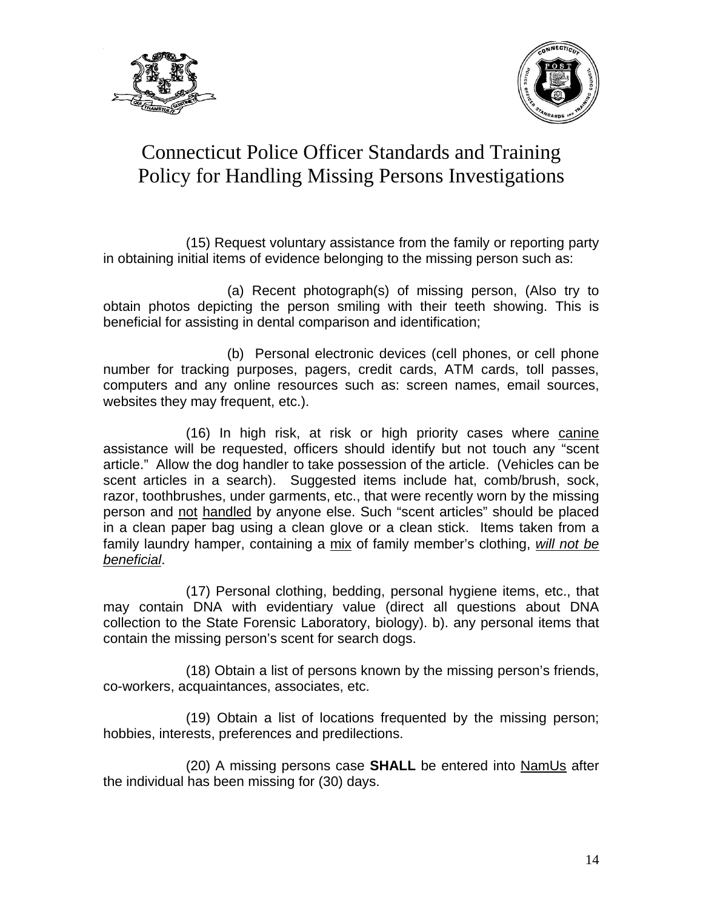# Connecticut Police Officer Standards and Training Policy for Handling Missing Persons Investigations

(15) Request voluntary assistance from the family or reporting party in obtaining initial items of evidence belonging to the missing person such as:

(a) Recent photograph(s) of missing person, (Also try to obtain photos depicting the person smiling with their teeth showing. This is beneficial for assisting in dental comparison and identification;

(b) Personal electronic devices (cell phones, or cell phone number for tracking purposes, pagers, credit cards, ATM cards, toll passes, computers and any online resources such as: screen names, email sources, websites they may frequent, etc.).

(16) In high risk, at risk or high priority cases where <u>canine</u> assistance will be requested, officers should identify but not touch any "scent article." Allow the dog handler to take possession of the article. (Vehicles can be scent articles in a search). Suggested items include hat, comb/brush, sock, razor, toothbrushes, under garments, etc., that were recently worn by the missing person and <u>not</u> <u>handled</u> by anyone else. Such "scent articles" should be placed in a clean paper bag using a clean glove or a clean stick. Items taken from a family laundry hamper, containing a <u>mix</u> of family member's clothing, *<u>will not be beneficial</u>*.

(17) Personal clothing, bedding, personal hygiene items, etc., that may contain DNA with evidentiary value (direct all questions about DNA collection to the State Forensic Laboratory, biology). b). any personal items that contain the missing person's scent for search dogs.

(18) Obtain a list of persons known by the missing person's friends, co-workers, acquaintances, associates, etc.

(19) Obtain a list of locations frequented by the missing person; hobbies, interests, preferences and predilections.

(20) A missing persons case **SHALL** be entered into <u>NamUs</u> after the individual has been missing for (30) days.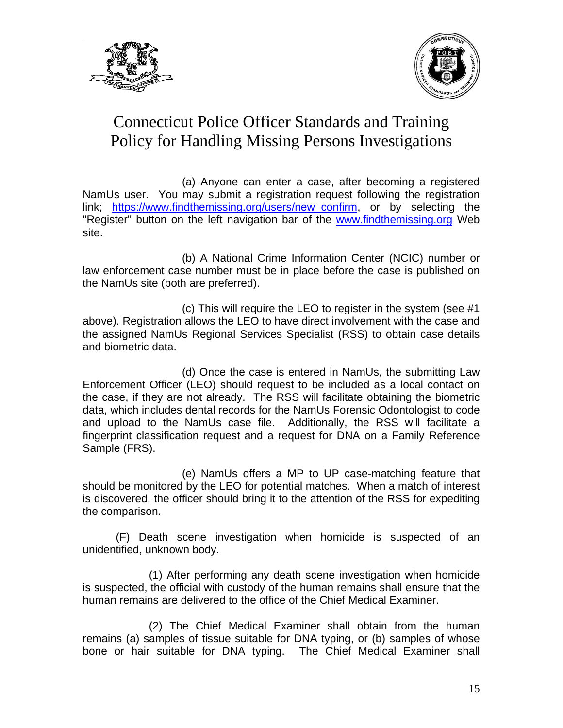Connecticut Police Officer Standards and Training Policy for Handling Missing Persons Investigations

(a) Anyone can enter a case, after becoming a registered NamUs user. You may submit a registration request following the registration link; https://www.findthemissing.org/users/new_confirm, or by selecting the "Register" button on the left navigation bar of the www.findthemissing.org Web site.

(b) A National Crime Information Center (NCIC) number or law enforcement case number must be in place before the case is published on the NamUs site (both are preferred).

(c) This will require the LEO to register in the system (see #1 above). Registration allows the LEO to have direct involvement with the case and the assigned NamUs Regional Services Specialist (RSS) to obtain case details and biometric data.

(d) Once the case is entered in NamUs, the submitting Law Enforcement Officer (LEO) should request to be included as a local contact on the case, if they are not already. The RSS will facilitate obtaining the biometric data, which includes dental records for the NamUs Forensic Odontologist to code and upload to the NamUs case file. Additionally, the RSS will facilitate a fingerprint classification request and a request for DNA on a Family Reference Sample (FRS).

(e) NamUs offers a MP to UP case-matching feature that should be monitored by the LEO for potential matches. When a match of interest is discovered, the officer should bring it to the attention of the RSS for expediting the comparison.

(F) Death scene investigation when homicide is suspected of an unidentified, unknown body.

(1) After performing any death scene investigation when homicide is suspected, the official with custody of the human remains shall ensure that the human remains are delivered to the office of the Chief Medical Examiner.

(2) The Chief Medical Examiner shall obtain from the human remains (a) samples of tissue suitable for DNA typing, or (b) samples of whose bone or hair suitable for DNA typing. The Chief Medical Examiner shall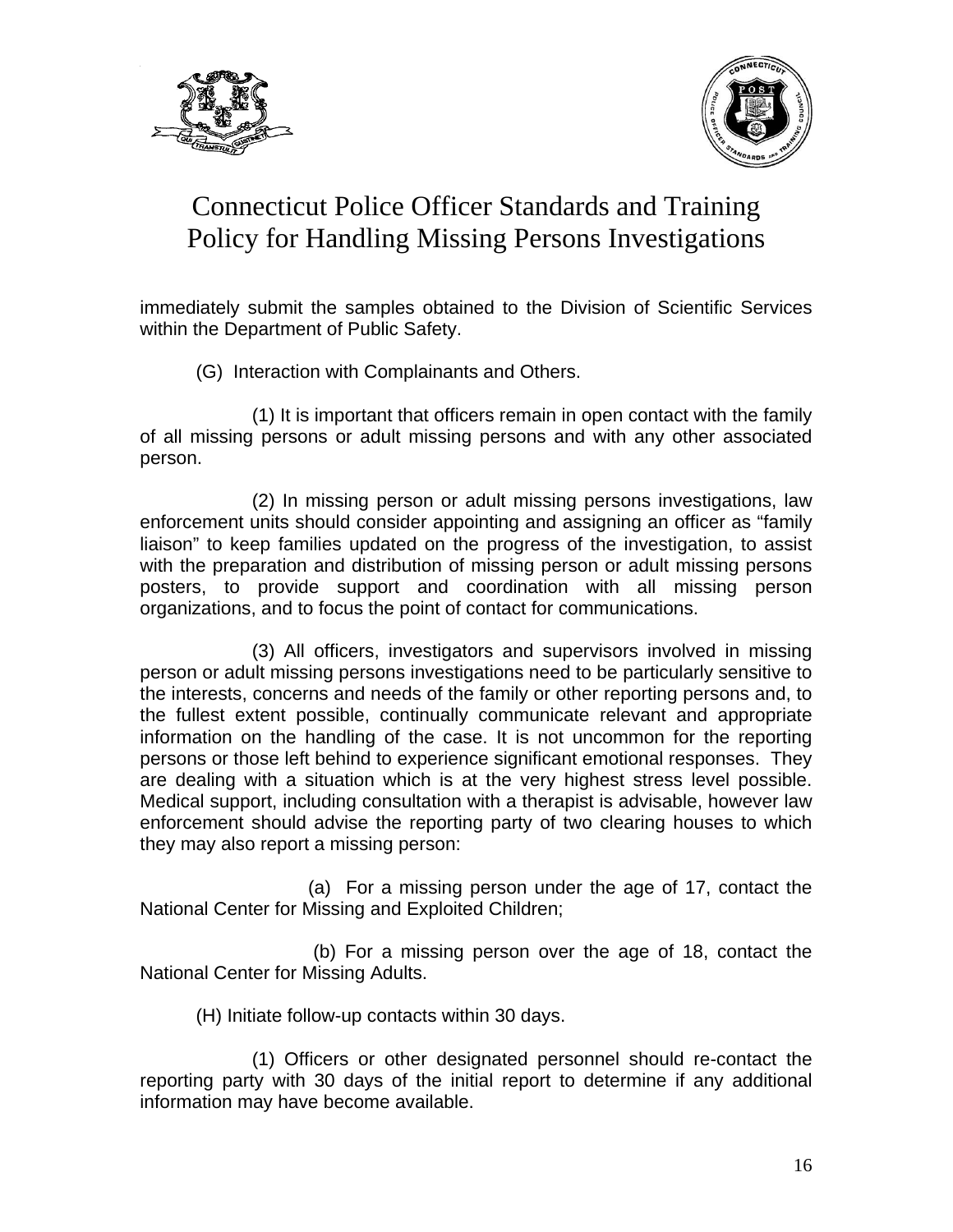immediately submit the samples obtained to the Division of Scientific Services within the Department of Public Safety.

(G) Interaction with Complainants and Others.

(1) It is important that officers remain in open contact with the family of all missing persons or adult missing persons and with any other associated person.

(2) In missing person or adult missing persons investigations, law enforcement units should consider appointing and assigning an officer as "family liaison" to keep families updated on the progress of the investigation, to assist with the preparation and distribution of missing person or adult missing persons posters, to provide support and coordination with all missing person organizations, and to focus the point of contact for communications.

(3) All officers, investigators and supervisors involved in missing person or adult missing persons investigations need to be particularly sensitive to the interests, concerns and needs of the family or other reporting persons and, to the fullest extent possible, continually communicate relevant and appropriate information on the handling of the case. It is not uncommon for the reporting persons or those left behind to experience significant emotional responses. They are dealing with a situation which is at the very highest stress level possible. Medical support, including consultation with a therapist is advisable, however law enforcement should advise the reporting party of two clearing houses to which they may also report a missing person:

(a) For a missing person under the age of 17, contact the National Center for Missing and Exploited Children;

(b) For a missing person over the age of 18, contact the National Center for Missing Adults.

(H) Initiate follow-up contacts within 30 days.

(1) Officers or other designated personnel should re-contact the reporting party with 30 days of the initial report to determine if any additional information may have become available.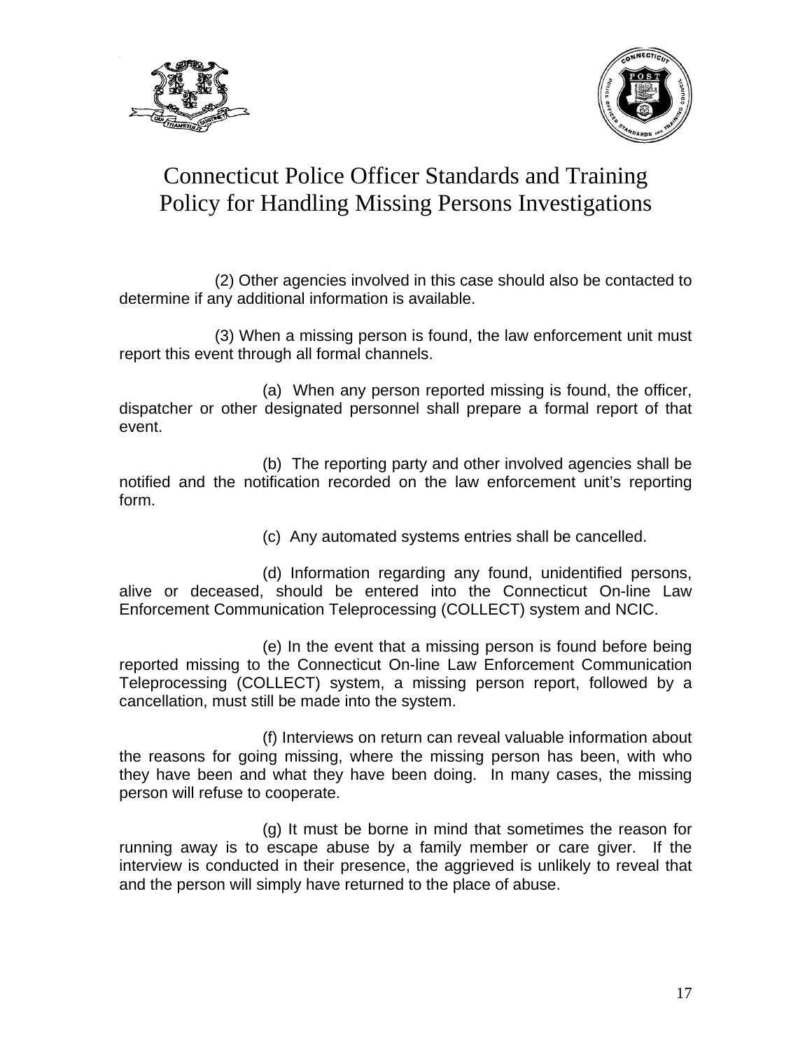(2) Other agencies involved in this case should also be contacted to determine if any additional information is available.

(3) When a missing person is found, the law enforcement unit must report this event through all formal channels.

(a) When any person reported missing is found, the officer, dispatcher or other designated personnel shall prepare a formal report of that event.

(b) The reporting party and other involved agencies shall be notified and the notification recorded on the law enforcement unit's reporting form.

(c) Any automated systems entries shall be cancelled.

(d) Information regarding any found, unidentified persons, alive or deceased, should be entered into the Connecticut On-line Law Enforcement Communication Teleprocessing (COLLECT) system and NCIC.

(e) In the event that a missing person is found before being reported missing to the Connecticut On-line Law Enforcement Communication Teleprocessing (COLLECT) system, a missing person report, followed by a cancellation, must still be made into the system.

(f) Interviews on return can reveal valuable information about the reasons for going missing, where the missing person has been, with who they have been and what they have been doing. In many cases, the missing person will refuse to cooperate.

(g) It must be borne in mind that sometimes the reason for running away is to escape abuse by a family member or care giver. If the interview is conducted in their presence, the aggrieved is unlikely to reveal that and the person will simply have returned to the place of abuse.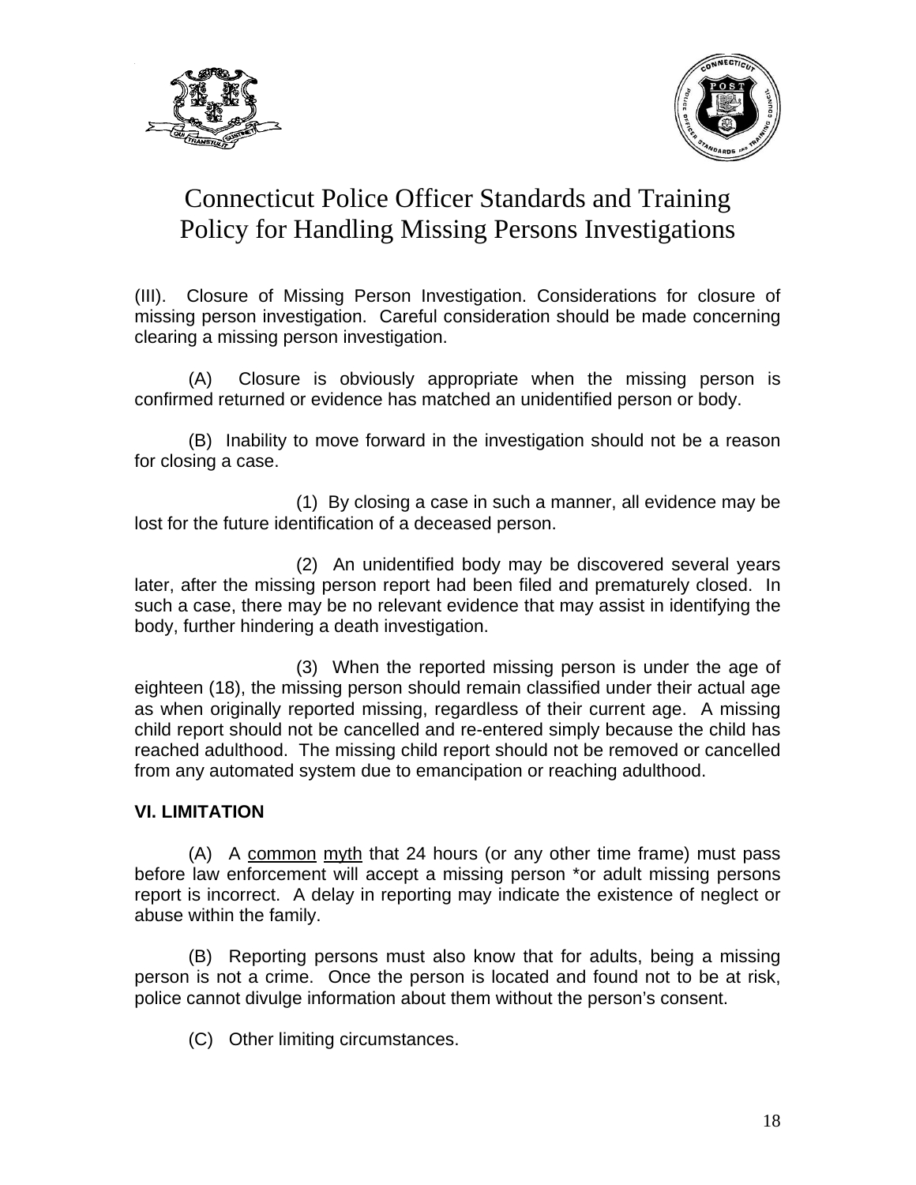# Connecticut Police Officer Standards and Training Policy for Handling Missing Persons Investigations

(III). Closure of Missing Person Investigation. Considerations for closure of missing person investigation. Careful consideration should be made concerning clearing a missing person investigation.

(A) Closure is obviously appropriate when the missing person is confirmed returned or evidence has matched an unidentified person or body.

(B) Inability to move forward in the investigation should not be a reason for closing a case.

(1) By closing a case in such a manner, all evidence may be lost for the future identification of a deceased person.

(2) An unidentified body may be discovered several years later, after the missing person report had been filed and prematurely closed. In such a case, there may be no relevant evidence that may assist in identifying the body, further hindering a death investigation.

(3) When the reported missing person is under the age of eighteen (18), the missing person should remain classified under their actual age as when originally reported missing, regardless of their current age. A missing child report should not be cancelled and re-entered simply because the child has reached adulthood. The missing child report should not be removed or cancelled from any automated system due to emancipation or reaching adulthood.

**VI. LIMITATION**

(A) A <u>common</u> <u>myth</u> that 24 hours (or any other time frame) must pass before law enforcement will accept a missing person *or adult missing persons report is incorrect. A delay in reporting may indicate the existence of neglect or abuse within the family.

(B) Reporting persons must also know that for adults, being a missing person is not a crime. Once the person is located and found not to be at risk, police cannot divulge information about them without the person's consent.

(C) Other limiting circumstances.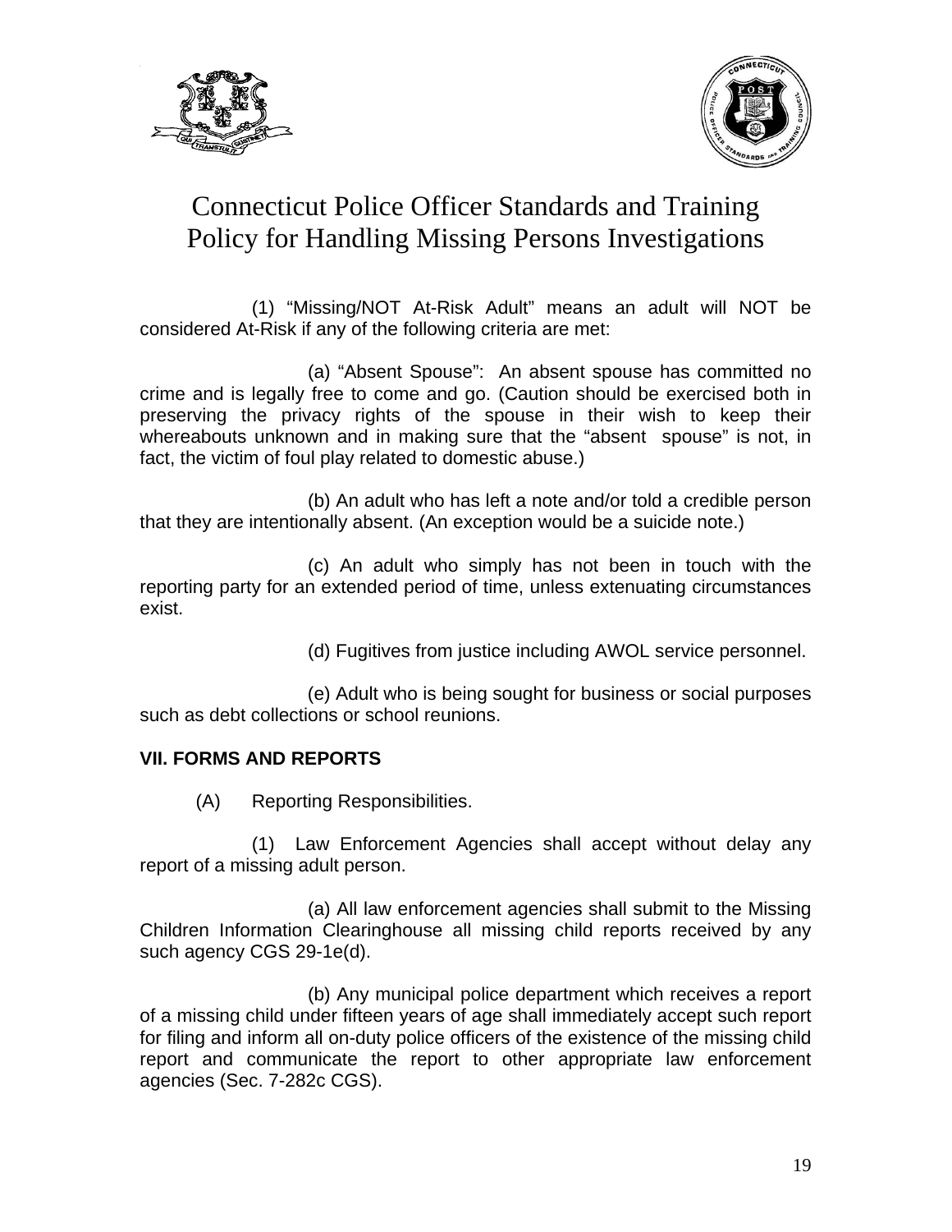Connecticut Police Officer Standards and Training
Policy for Handling Missing Persons Investigations

(1) "Missing/NOT At-Risk Adult" means an adult will NOT be considered At-Risk if any of the following criteria are met:

(a) "Absent Spouse": An absent spouse has committed no crime and is legally free to come and go. (Caution should be exercised both in preserving the privacy rights of the spouse in their wish to keep their whereabouts unknown and in making sure that the "absent spouse" is not, in fact, the victim of foul play related to domestic abuse.)

(b) An adult who has left a note and/or told a credible person that they are intentionally absent. (An exception would be a suicide note.)

(c) An adult who simply has not been in touch with the reporting party for an extended period of time, unless extenuating circumstances exist.

(d) Fugitives from justice including AWOL service personnel.

(e) Adult who is being sought for business or social purposes such as debt collections or school reunions.

**VII. FORMS AND REPORTS**

(A) Reporting Responsibilities.

(1) Law Enforcement Agencies shall accept without delay any report of a missing adult person.

(a) All law enforcement agencies shall submit to the Missing Children Information Clearinghouse all missing child reports received by any such agency CGS 29-1e(d).

(b) Any municipal police department which receives a report of a missing child under fifteen years of age shall immediately accept such report for filing and inform all on-duty police officers of the existence of the missing child report and communicate the report to other appropriate law enforcement agencies (Sec. 7-282c CGS).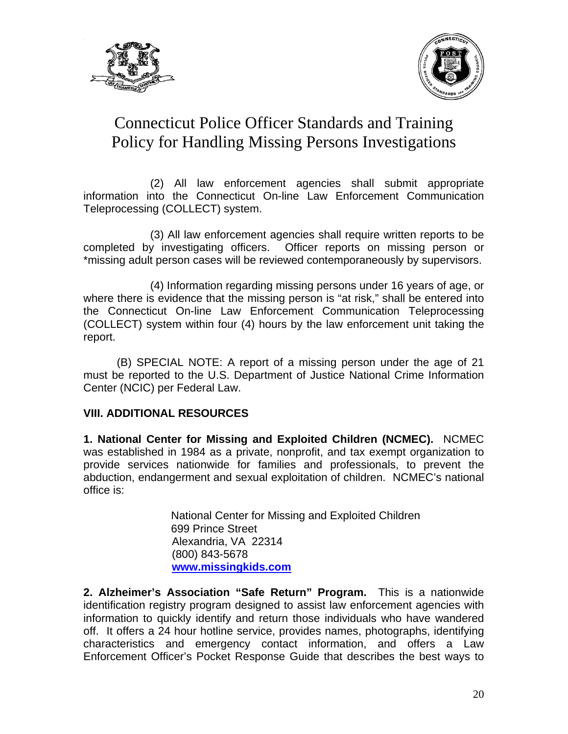# Connecticut Police Officer Standards and Training Policy for Handling Missing Persons Investigations

(2) All law enforcement agencies shall submit appropriate information into the Connecticut On-line Law Enforcement Communication Teleprocessing (COLLECT) system.

(3) All law enforcement agencies shall require written reports to be completed by investigating officers. Officer reports on missing person or *missing adult person cases will be reviewed contemporaneously by supervisors.

(4) Information regarding missing persons under 16 years of age, or where there is evidence that the missing person is "at risk," shall be entered into the Connecticut On-line Law Enforcement Communication Teleprocessing (COLLECT) system within four (4) hours by the law enforcement unit taking the report.

(B) SPECIAL NOTE: A report of a missing person under the age of 21 must be reported to the U.S. Department of Justice National Crime Information Center (NCIC) per Federal Law.

## VIII. ADDITIONAL RESOURCES

**1. National Center for Missing and Exploited Children (NCMEC).** NCMEC was established in 1984 as a private, nonprofit, and tax exempt organization to provide services nationwide for families and professionals, to prevent the abduction, endangerment and sexual exploitation of children. NCMEC's national office is:

National Center for Missing and Exploited Children
699 Prince Street
Alexandria, VA 22314
(800) 843-5678
**www.missingkids.com**

**2. Alzheimer's Association "Safe Return" Program.** This is a nationwide identification registry program designed to assist law enforcement agencies with information to quickly identify and return those individuals who have wandered off. It offers a 24 hour hotline service, provides names, photographs, identifying characteristics and emergency contact information, and offers a Law Enforcement Officer's Pocket Response Guide that describes the best ways to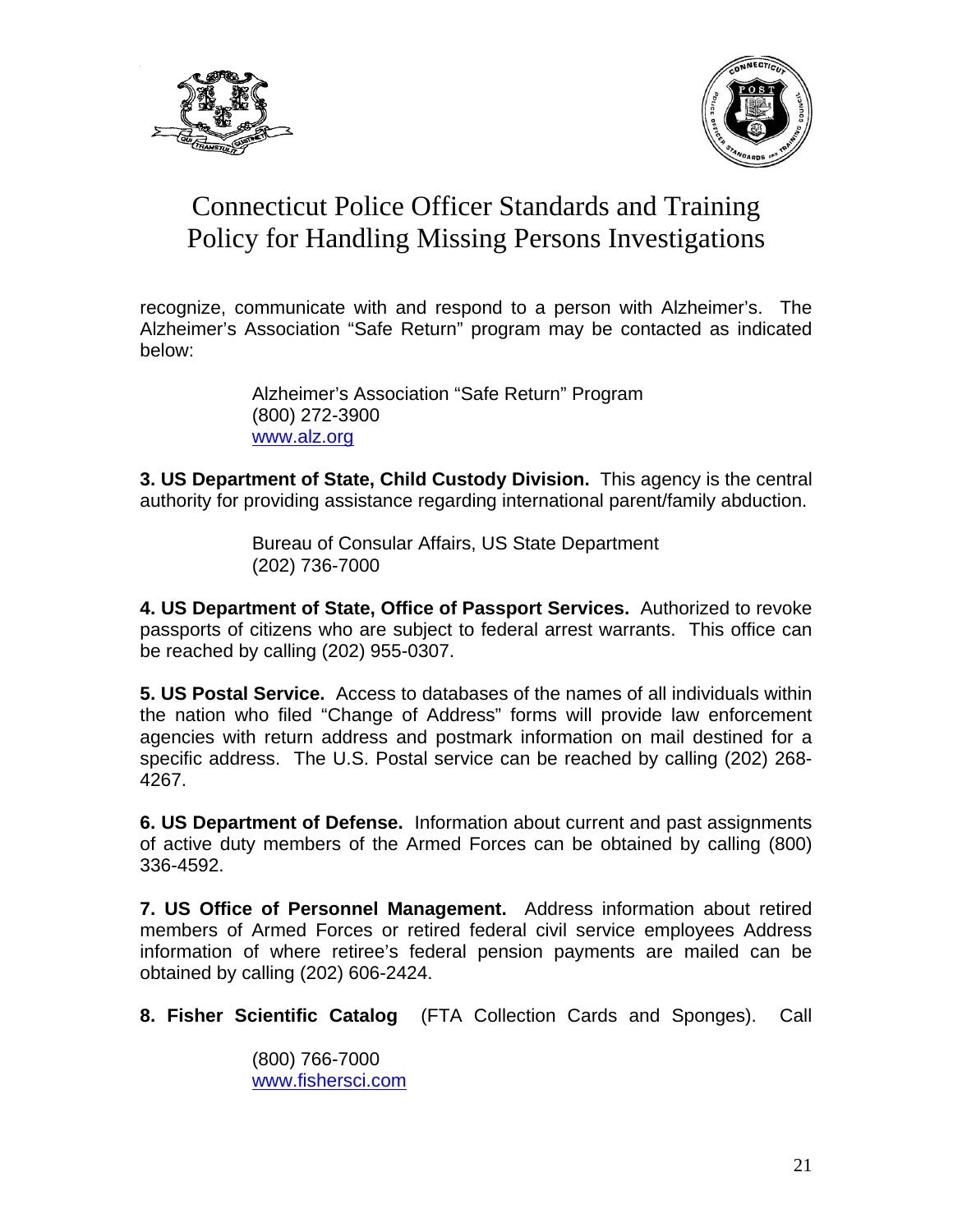recognize, communicate with and respond to a person with Alzheimer's. The Alzheimer's Association "Safe Return" program may be contacted as indicated below:

> Alzheimer's Association "Safe Return" Program
> (800) 272-3900
> www.alz.org

**3. US Department of State, Child Custody Division.** This agency is the central authority for providing assistance regarding international parent/family abduction.

> Bureau of Consular Affairs, US State Department
> (202) 736-7000

**4. US Department of State, Office of Passport Services.** Authorized to revoke passports of citizens who are subject to federal arrest warrants. This office can be reached by calling (202) 955-0307.

**5. US Postal Service.** Access to databases of the names of all individuals within the nation who filed "Change of Address" forms will provide law enforcement agencies with return address and postmark information on mail destined for a specific address. The U.S. Postal service can be reached by calling (202) 268-4267.

**6. US Department of Defense.** Information about current and past assignments of active duty members of the Armed Forces can be obtained by calling (800) 336-4592.

**7. US Office of Personnel Management.** Address information about retired members of Armed Forces or retired federal civil service employees Address information of where retiree's federal pension payments are mailed can be obtained by calling (202) 606-2424.

**8. Fisher Scientific Catalog** (FTA Collection Cards and Sponges). Call

> (800) 766-7000
> www.fishersci.com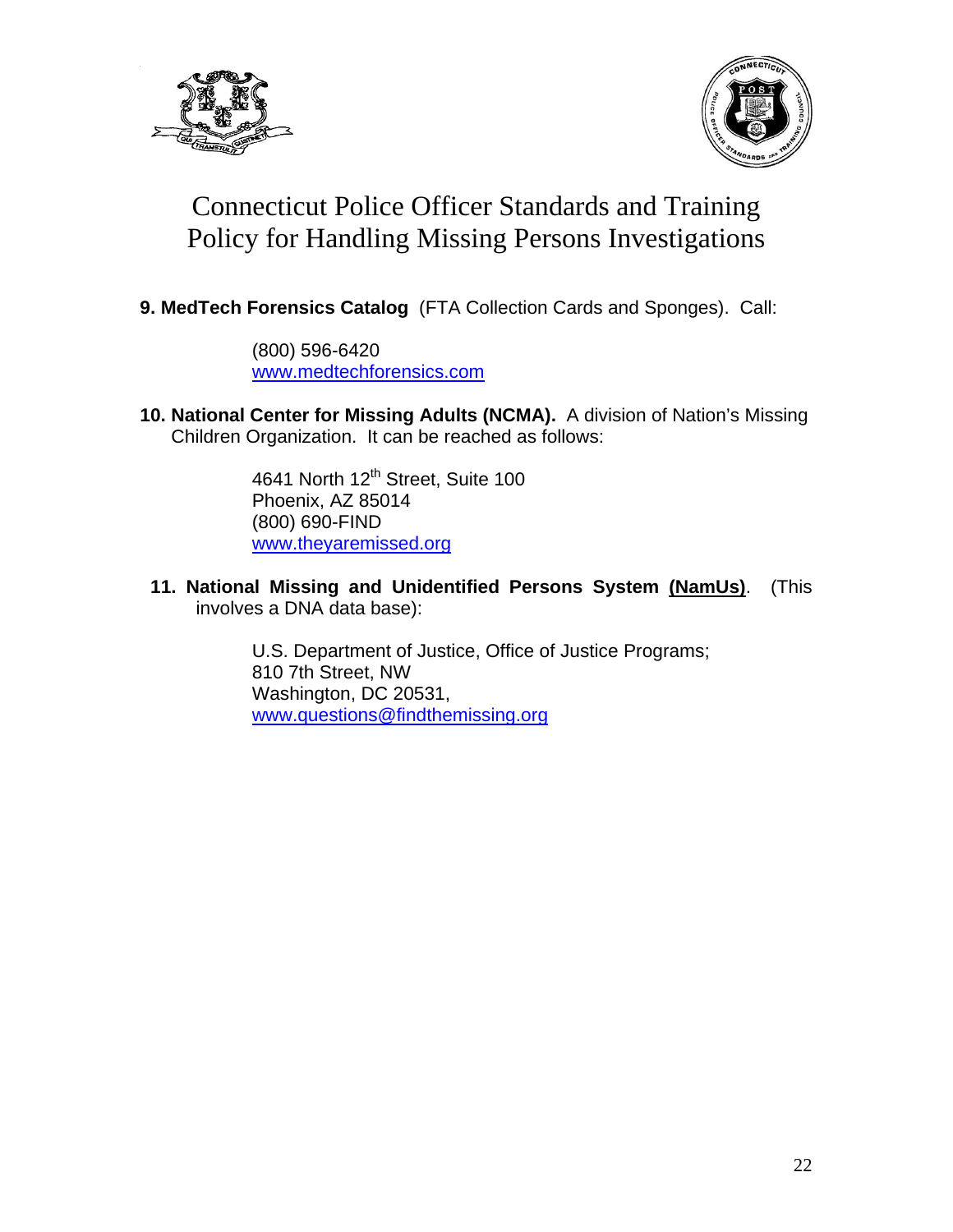# Connecticut Police Officer Standards and Training Policy for Handling Missing Persons Investigations

9. **MedTech Forensics Catalog** (FTA Collection Cards and Sponges). Call:

   (800) 596-6420
   www.medtechforensics.com

10. **National Center for Missing Adults (NCMA).** A division of Nation's Missing Children Organization. It can be reached as follows:

    4641 North 12th Street, Suite 100
    Phoenix, AZ 85014
    (800) 690-FIND
    www.theyaremissed.org

11. **National Missing and Unidentified Persons System (NamUs)**. (This involves a DNA data base):

    U.S. Department of Justice, Office of Justice Programs;
    810 7th Street, NW
    Washington, DC 20531,
    www.questions@findthemissing.org